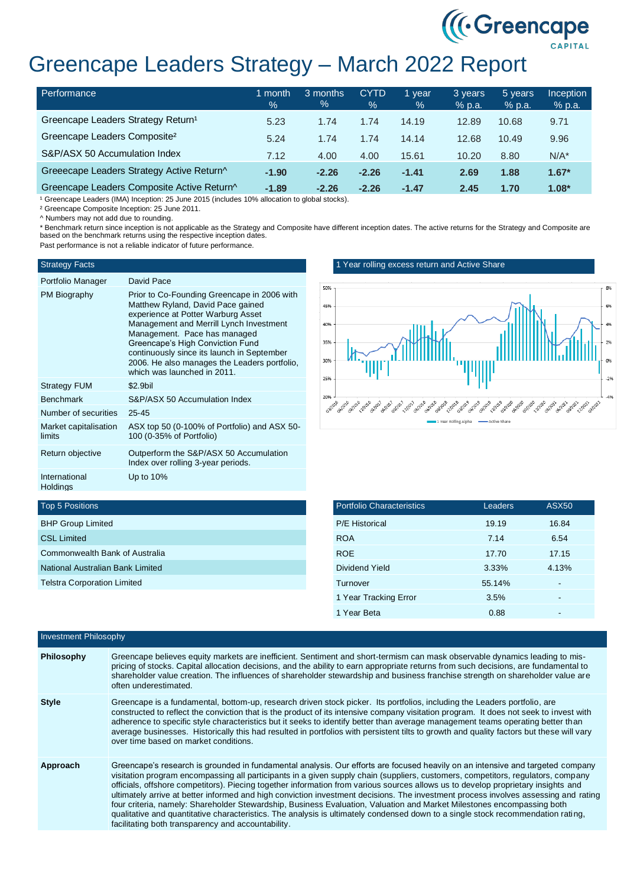# Greencape Leaders Strategy – March 2022 Report

| Performance | 1 month % | 3 months % | CYTD % | 1 year % | 3 years % p.a. | 5 years % p.a. | Inception % p.a. |
|---|---|---|---|---|---|---|---|
| Greencape Leaders Strategy Return[1] | 5.23 | 1.74 | 1.74 | 14.19 | 12.89 | 10.68 | 9.71 |
| Greencape Leaders Composite[2] | 5.24 | 1.74 | 1.74 | 14.14 | 12.68 | 10.49 | 9.96 |
| S&P/ASX 50 Accumulation Index | 7.12 | 4.00 | 4.00 | 15.61 | 10.20 | 8.80 | N/A* |
| Greeecape Leaders Strategy Active Return^ | **-1.90** | **-2.26** | **-2.26** | **-1.41** | **2.69** | **1.88** | **1.67*** |
| Greencape Leaders Composite Active Return^ | **-1.89** | **-2.26** | **-2.26** | **-1.47** | **2.45** | **1.70** | **1.08*** |

[1] Greencape Leaders (IMA) Inception: 25 June 2015 (includes 10% allocation to global stocks).

[2] Greencape Composite Inception: 25 June 2011.

^ Numbers may not add due to rounding.

* Benchmark return since inception is not applicable as the Strategy and Composite have different inception dates. The active returns for the Strategy and Composite are based on the benchmark returns using the respective inception dates.

Past performance is not a reliable indicator of future performance.

| Strategy Facts | |
|---|---|
| Portfolio Manager | David Pace |
| PM Biography | Prior to Co-Founding Greencape in 2006 with Matthew Ryland, David Pace gained experience at Potter Warburg Asset Management and Merrill Lynch Investment Management. Pace has managed Greencape's High Conviction Fund continuously since its launch in September 2006. He also manages the Leaders portfolio, which was launched in 2011. |
| Strategy FUM | $2.9bil |
| Benchmark | S&P/ASX 50 Accumulation Index |
| Number of securities | 25-45 |
| Market capitalisation limits | ASX top 50 (0-100% of Portfolio) and ASX 50-100 (0-35% of Portfolio) |
| Return objective | Outperform the S&P/ASX 50 Accumulation Index over rolling 3-year periods. |
| International Holdings | Up to 10% |

1 Year rolling excess return and Active Share

| Top 5 Positions |
|---|
| BHP Group Limited |
| CSL Limited |
| Commonwealth Bank of Australia |
| National Australian Bank Limited |
| Telstra Corporation Limited |

| Portfolio Characteristics | Leaders | ASX50 |
|---|---|---|
| P/E Historical | 19.19 | 16.84 |
| ROA | 7.14 | 6.54 |
| ROE | 17.70 | 17.15 |
| Dividend Yield | 3.33% | 4.13% |
| Turnover | 55.14% | - |
| 1 Year Tracking Error | 3.5% | - |
| 1 Year Beta | 0.88 | - |

## Investment Philosophy

**Philosophy**

Greencape believes equity markets are inefficient. Sentiment and short-termism can mask observable dynamics leading to mis-pricing of stocks. Capital allocation decisions, and the ability to earn appropriate returns from such decisions, are fundamental to shareholder value creation. The influences of shareholder stewardship and business franchise strength on shareholder value are often underestimated.

**Style**

Greencape is a fundamental, bottom-up, research driven stock picker. Its portfolios, including the Leaders portfolio, are constructed to reflect the conviction that is the product of its intensive company visitation program. It does not seek to invest with adherence to specific style characteristics but it seeks to identify better than average management teams operating better than average businesses. Historically this had resulted in portfolios with persistent tilts to growth and quality factors but these will vary over time based on market conditions.

**Approach**

Greencape's research is grounded in fundamental analysis. Our efforts are focused heavily on an intensive and targeted company visitation program encompassing all participants in a given supply chain (suppliers, customers, competitors, regulators, company officials, offshore competitors). Piecing together information from various sources allows us to develop proprietary insights and ultimately arrive at better informed and high conviction investment decisions. The investment process involves assessing and rating four criteria, namely: Shareholder Stewardship, Business Evaluation, Valuation and Market Milestones encompassing both qualitative and quantitative characteristics. The analysis is ultimately condensed down to a single stock recommendation rating, facilitating both transparency and accountability.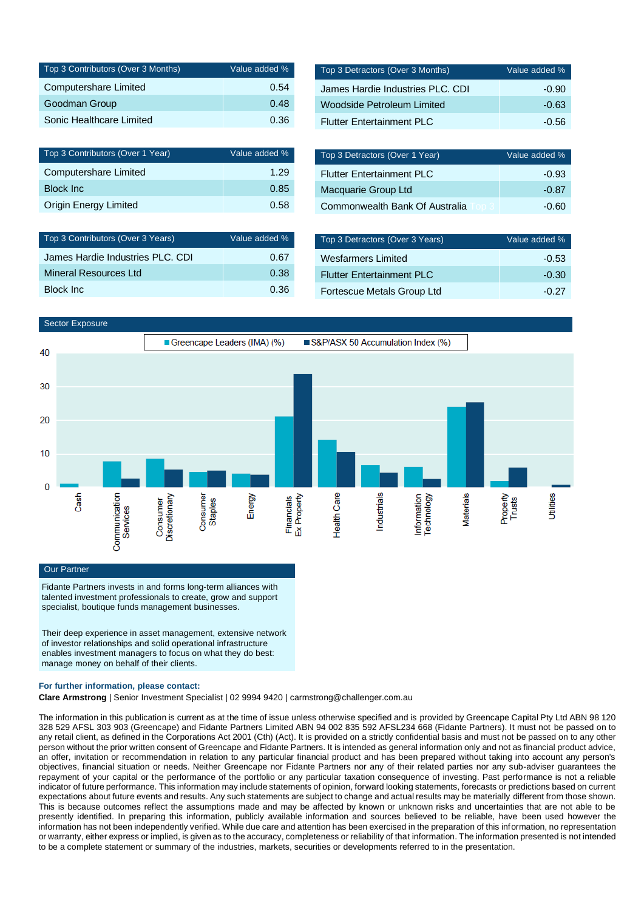| Top 3 Contributors (Over 3 Months) | Value added % |
|---|---|
| Computershare Limited | 0.54 |
| Goodman Group | 0.48 |
| Sonic Healthcare Limited | 0.36 |

| Top 3 Detractors (Over 3 Months) | Value added % |
|---|---|
| James Hardie Industries PLC. CDI | -0.90 |
| Woodside Petroleum Limited | -0.63 |
| Flutter Entertainment PLC | -0.56 |

| Top 3 Contributors (Over 1 Year) | Value added % |
|---|---|
| Computershare Limited | 1.29 |
| Block Inc | 0.85 |
| Origin Energy Limited | 0.58 |

| Top 3 Detractors (Over 1 Year) | Value added % |
|---|---|
| Flutter Entertainment PLC | -0.93 |
| Macquarie Group Ltd | -0.87 |
| Commonwealth Bank Of Australia | -0.60 |

| Top 3 Contributors (Over 3 Years) | Value added % |
|---|---|
| James Hardie Industries PLC. CDI | 0.67 |
| Mineral Resources Ltd | 0.38 |
| Block Inc | 0.36 |

| Top 3 Detractors (Over 3 Years) | Value added % |
|---|---|
| Wesfarmers Limited | -0.53 |
| Flutter Entertainment PLC | -0.30 |
| Fortescue Metals Group Ltd | -0.27 |

## Sector Exposure

Greencape Leaders (IMA) (%)
S&P/ASX 50 Accumulation Index (%)

40
30
20
10
0

Cash
Communication Services
Consumer Discretionary
Consumer Staples
Energy
Financials Ex Property
Health Care
Industrials
Information Technology
Materials
Property Trusts
Utilities

## Our Partner

Fidante Partners invests in and forms long-term alliances with talented investment professionals to create, grow and support specialist, boutique funds management businesses.

Their deep experience in asset management, extensive network of investor relationships and solid operational infrastructure enables investment managers to focus on what they do best: manage money on behalf of their clients.

**For further information, please contact:**

**Clare Armstrong** | Senior Investment Specialist | 02 9994 9420 | carmstrong@challenger.com.au

The information in this publication is current as at the time of issue unless otherwise specified and is provided by Greencape Capital Pty Ltd ABN 98 120 328 529 AFSL 303 903 (Greencape) and Fidante Partners Limited ABN 94 002 835 592 AFSL234 668 (Fidante Partners). It must not be passed on to any retail client, as defined in the Corporations Act 2001 (Cth) (Act). It is provided on a strictly confidential basis and must not be passed on to any other person without the prior written consent of Greencape and Fidante Partners. It is intended as general information only and not as financial product advice, an offer, invitation or recommendation in relation to any particular financial product and has been prepared without taking into account any person's objectives, financial situation or needs. Neither Greencape nor Fidante Partners nor any of their related parties nor any sub-adviser guarantees the repayment of your capital or the performance of the portfolio or any particular taxation consequence of investing. Past performance is not a reliable indicator of future performance. This information may include statements of opinion, forward looking statements, forecasts or predictions based on current expectations about future events and results. Any such statements are subject to change and actual results may be materially different from those shown. This is because outcomes reflect the assumptions made and may be affected by known or unknown risks and uncertainties that are not able to be presently identified. In preparing this information, publicly available information and sources believed to be reliable, have been used however the information has not been independently verified. While due care and attention has been exercised in the preparation of this information, no representation or warranty, either express or implied, is given as to the accuracy, completeness or reliability of that information. The information presented is not intended to be a complete statement or summary of the industries, markets, securities or developments referred to in the presentation.